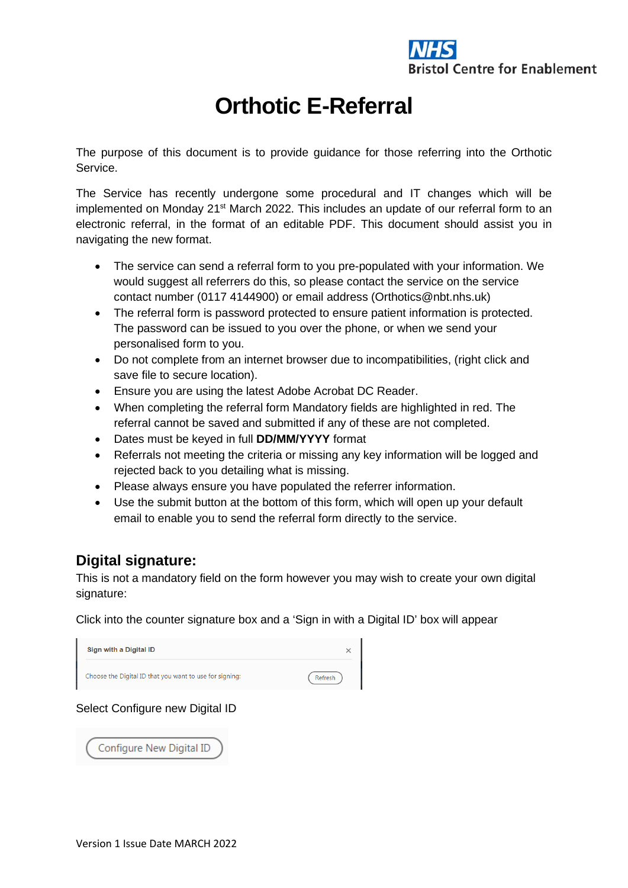NHS
Bristol Centre for Enablement

# Orthotic E-Referral

The purpose of this document is to provide guidance for those referring into the Orthotic Service.

The Service has recently undergone some procedural and IT changes which will be implemented on Monday 21st March 2022. This includes an update of our referral form to an electronic referral, in the format of an editable PDF. This document should assist you in navigating the new format.

- The service can send a referral form to you pre-populated with your information. We would suggest all referrers do this, so please contact the service on the service contact number (0117 4144900) or email address (Orthotics@nbt.nhs.uk)
- The referral form is password protected to ensure patient information is protected. The password can be issued to you over the phone, or when we send your personalised form to you.
- Do not complete from an internet browser due to incompatibilities, (right click and save file to secure location).
- Ensure you are using the latest Adobe Acrobat DC Reader.
- When completing the referral form Mandatory fields are highlighted in red. The referral cannot be saved and submitted if any of these are not completed.
- Dates must be keyed in full **DD/MM/YYYY** format
- Referrals not meeting the criteria or missing any key information will be logged and rejected back to you detailing what is missing.
- Please always ensure you have populated the referrer information.
- Use the submit button at the bottom of this form, which will open up your default email to enable you to send the referral form directly to the service.

## Digital signature:

This is not a mandatory field on the form however you may wish to create your own digital signature:

Click into the counter signature box and a 'Sign in with a Digital ID' box will appear

Sign with a Digital ID

Choose the Digital ID that you want to use for signing: Refresh

Select Configure new Digital ID

Configure New Digital ID

Version 1 Issue Date MARCH 2022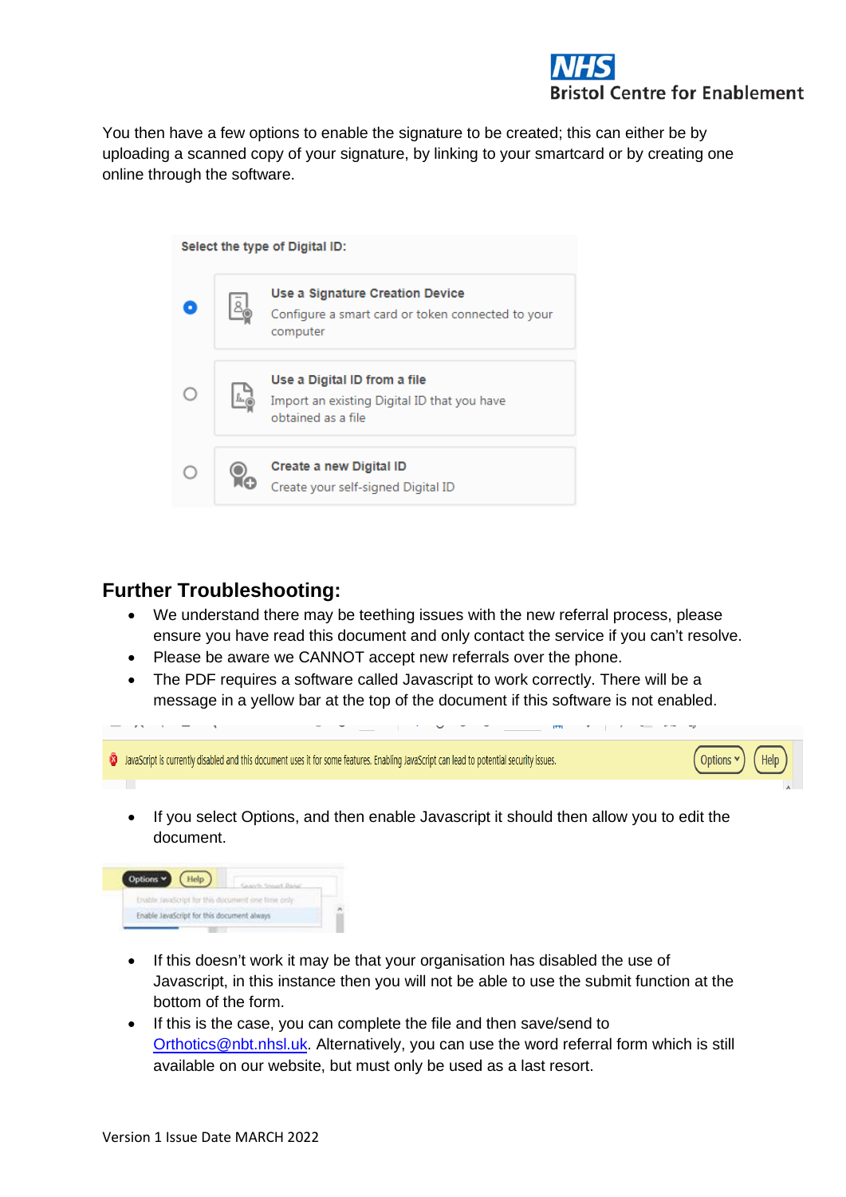You then have a few options to enable the signature to be created; this can either be by uploading a scanned copy of your signature, by linking to your smartcard or by creating one online through the software.

Select the type of Digital ID:

- **Use a Signature Creation Device** — Configure a smart card or token connected to your computer
- **Use a Digital ID from a file** — Import an existing Digital ID that you have obtained as a file
- **Create a new Digital ID** — Create your self-signed Digital ID

## Further Troubleshooting:

- We understand there may be teething issues with the new referral process, please ensure you have read this document and only contact the service if you can't resolve.
- Please be aware we CANNOT accept new referrals over the phone.
- The PDF requires a software called Javascript to work correctly. There will be a message in a yellow bar at the top of the document if this software is not enabled.

JavaScript is currently disabled and this document uses it for some features. Enabling JavaScript can lead to potential security issues. Options Help

- If you select Options, and then enable Javascript it should then allow you to edit the document.

Options Help
Enable JavaScript for this document one time only
Enable JavaScript for this document always

- If this doesn't work it may be that your organisation has disabled the use of Javascript, in this instance then you will not be able to use the submit function at the bottom of the form.
- If this is the case, you can complete the file and then save/send to Orthotics@nbt.nhsl.uk. Alternatively, you can use the word referral form which is still available on our website, but must only be used as a last resort.

Version 1 Issue Date MARCH 2022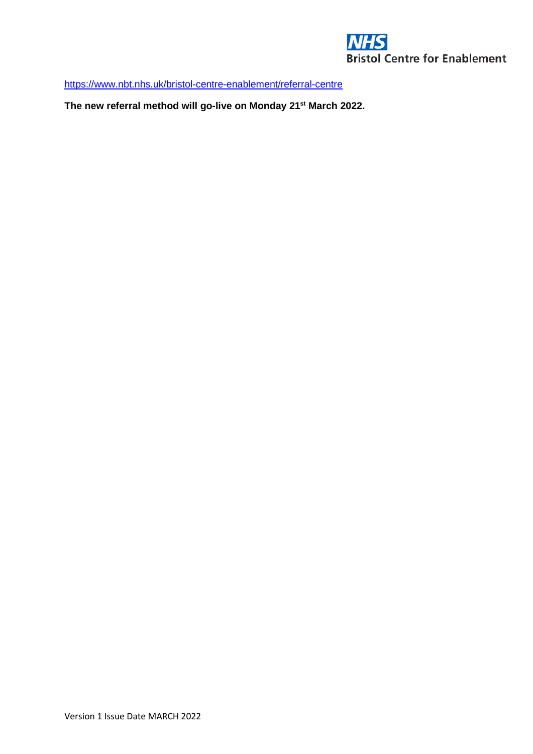https://www.nbt.nhs.uk/bristol-centre-enablement/referral-centre

**The new referral method will go-live on Monday 21st March 2022.**